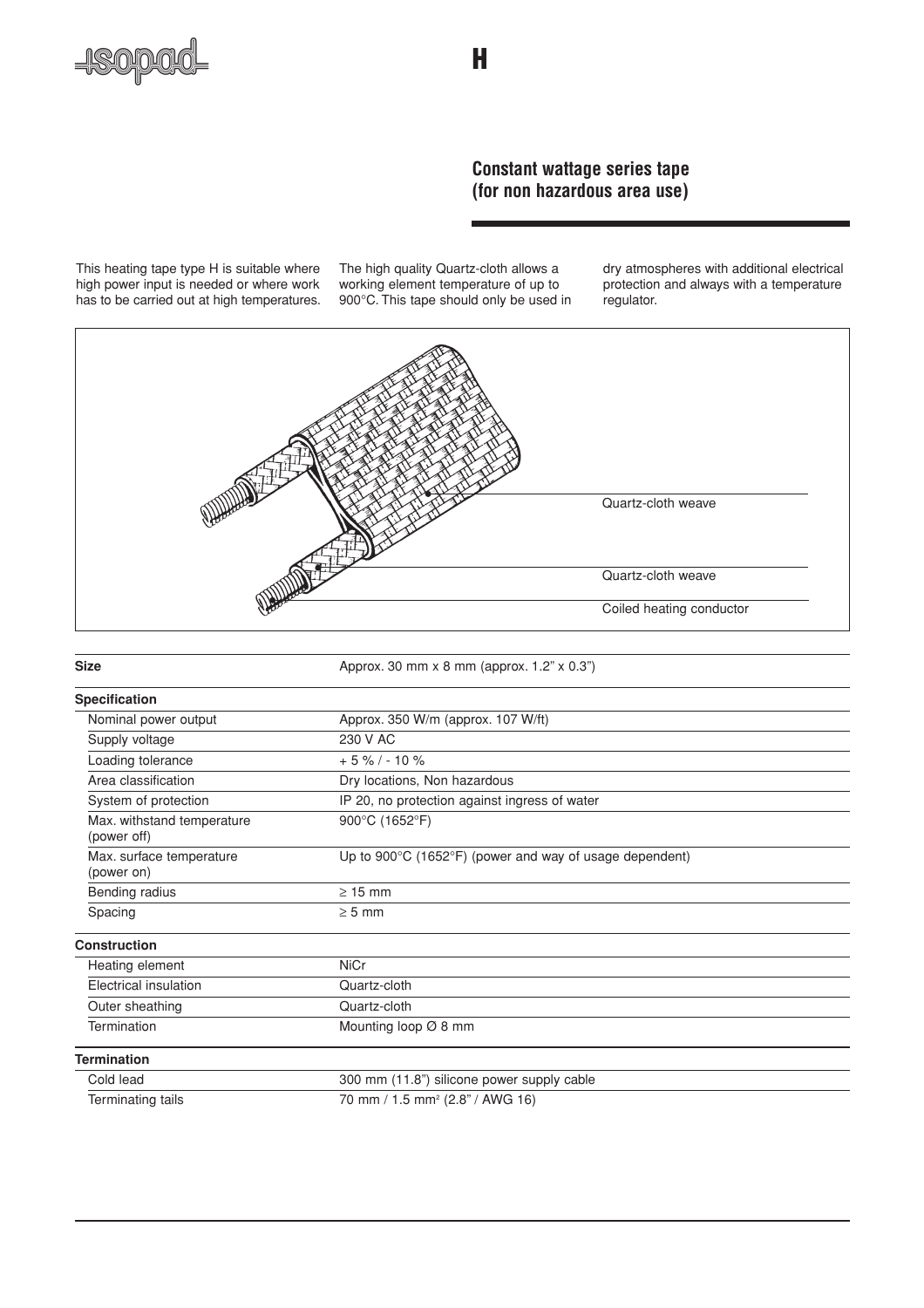# H

## Constant wattage series tape (for non hazardous area use)

This heating tape type H is suitable where high power input is needed or where work has to be carried out at high temperatures. The high quality Quartz-cloth allows a working element temperature of up to 900°C. This tape should only be used in dry atmospheres with additional electrical protection and always with a temperature regulator.

Quartz-cloth weave

Quartz-cloth weave

Coiled heating conductor

| **Size** | Approx. 30 mm x 8 mm (approx. 1.2" x 0.3") |
|---|---|
| **Specification** | |
| Nominal power output | Approx. 350 W/m (approx. 107 W/ft) |
| Supply voltage | 230 V AC |
| Loading tolerance | + 5 % / - 10 % |
| Area classification | Dry locations, Non hazardous |
| System of protection | IP 20, no protection against ingress of water |
| Max. withstand temperature (power off) | 900°C (1652°F) |
| Max. surface temperature (power on) | Up to 900°C (1652°F) (power and way of usage dependent) |
| Bending radius | ≥ 15 mm |
| Spacing | ≥ 5 mm |
| **Construction** | |
| Heating element | NiCr |
| Electrical insulation | Quartz-cloth |
| Outer sheathing | Quartz-cloth |
| Termination | Mounting loop Ø 8 mm |
| **Termination** | |
| Cold lead | 300 mm (11.8") silicone power supply cable |
| Terminating tails | 70 mm / 1.5 mm² (2.8" / AWG 16) |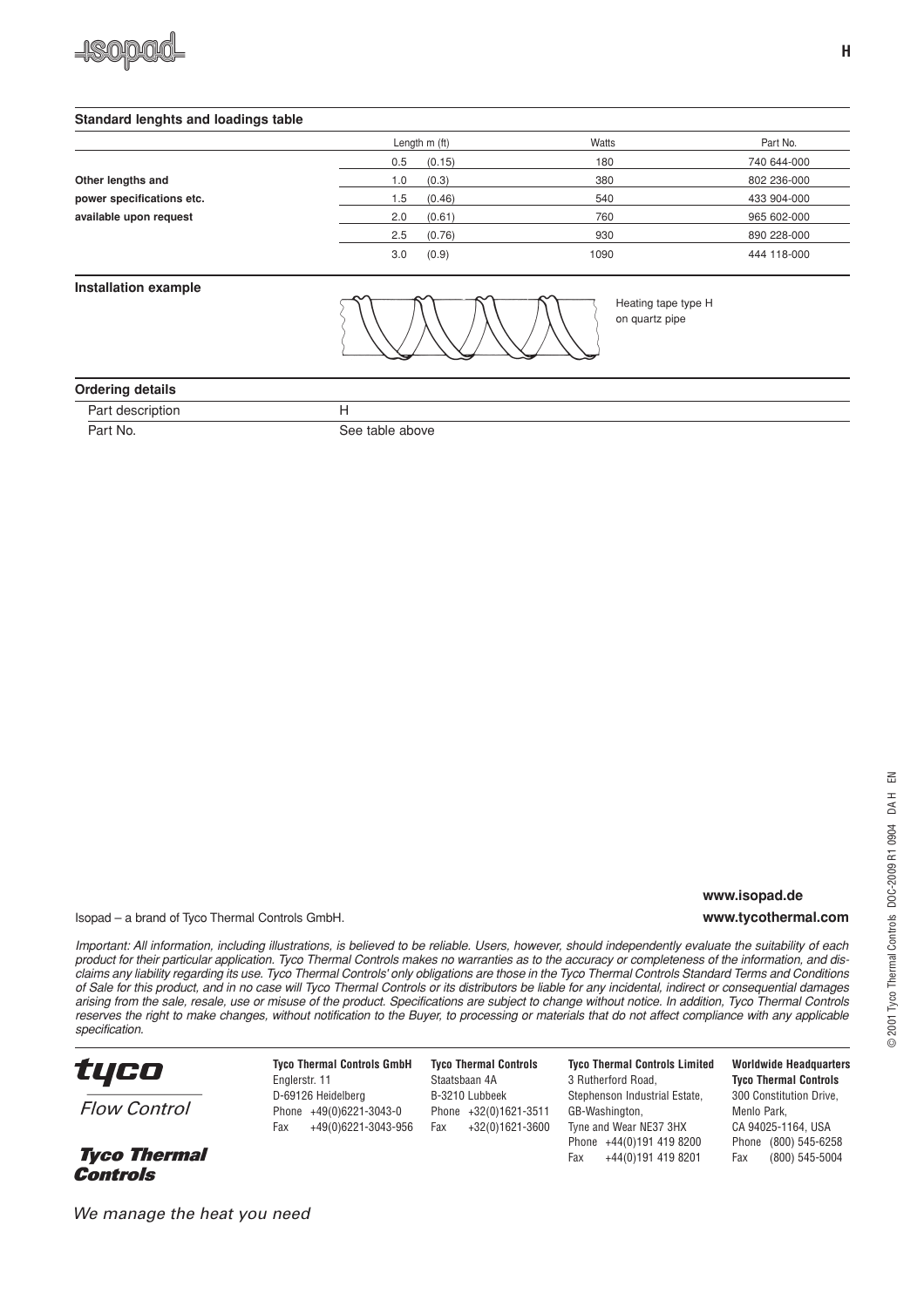## Standard lenghts and loadings table

| | Length m (ft) | Watts | Part No. |
|---|---|---|---|
| | 0.5 (0.15) | 180 | 740 644-000 |
| **Other lengths and** | 1.0 (0.3) | 380 | 802 236-000 |
| **power specifications etc.** | 1.5 (0.46) | 540 | 433 904-000 |
| **available upon request** | 2.0 (0.61) | 760 | 965 602-000 |
| | 2.5 (0.76) | 930 | 890 228-000 |
| | 3.0 (0.9) | 1090 | 444 118-000 |

## Installation example

Heating tape type H on quartz pipe

## Ordering details

| | |
|---|---|
| Part description | H |
| Part No. | See table above |

**www.isopad.de**

Isopad – a brand of Tyco Thermal Controls GmbH.

**www.tycothermal.com**

*Important: All information, including illustrations, is believed to be reliable. Users, however, should independently evaluate the suitability of each product for their particular application. Tyco Thermal Controls makes no warranties as to the accuracy or completeness of the information, and disclaims any liability regarding its use. Tyco Thermal Controls' only obligations are those in the Tyco Thermal Controls Standard Terms and Conditions of Sale for this product, and in no case will Tyco Thermal Controls or its distributors be liable for any incidental, indirect or consequential damages arising from the sale, resale, use or misuse of the product. Specifications are subject to change without notice. In addition, Tyco Thermal Controls reserves the right to make changes, without notification to the Buyer, to processing or materials that do not affect compliance with any applicable specification.*

tyco
Flow Control

Tyco Thermal Controls

**Tyco Thermal Controls GmbH**
Englerstr. 11
D-69126 Heidelberg
Phone +49(0)6221-3043-0
Fax +49(0)6221-3043-956

**Tyco Thermal Controls**
Staatsbaan 4A
B-3210 Lubbeek
Phone +32(0)1621-3511
Fax +32(0)1621-3600

**Tyco Thermal Controls Limited**
3 Rutherford Road,
Stephenson Industrial Estate,
GB-Washington,
Tyne and Wear NE37 3HX
Phone +44(0)191 419 8200
Fax +44(0)191 419 8201

**Worldwide Headquarters**
**Tyco Thermal Controls**
300 Constitution Drive,
Menlo Park,
CA 94025-1164, USA
Phone (800) 545-6258
Fax (800) 545-5004

*We manage the heat you need*

© 2001 Tyco Thermal Controls DOC-2009 R1 0904 DA H EN